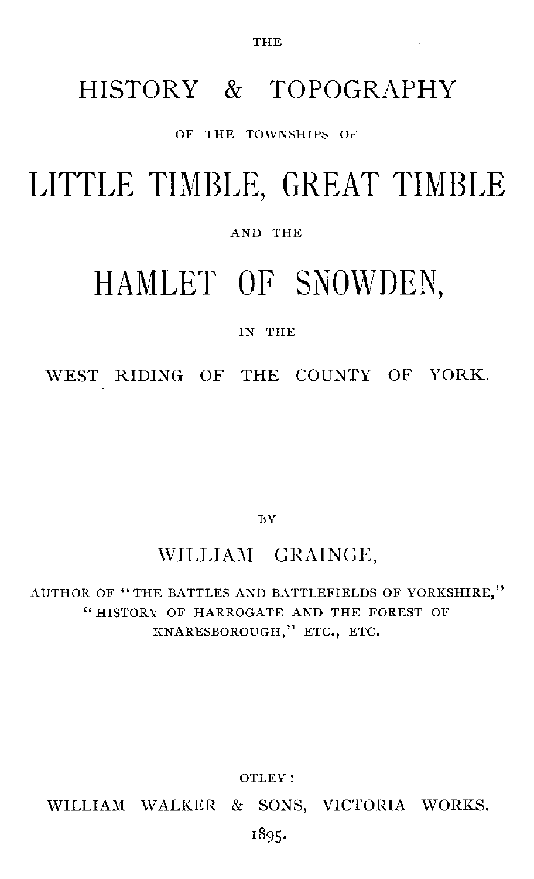THE

# HISTORY & TOPOGRAPHY

OF THE TOWNSHIPS OF

# LITTLE TIMBLE, GREAT TIMBLE

AND THE

# HAMLET OF SNOWDEN,

IN THE

WEST RIDING OF THE COUNTY OF YORK.

BY

WILLIAM GRAINGE,

AUTHOR OF "THE BATTLES AND BATTLEFIELDS OF YORKSHIRE," "HISTORY OF HARROGATE AND THE FOREST OF KNARESBOROUGH," ETC., ETC.

OTLEY:

WILLIAM WALKER & SONS, VICTORIA WORKS.

1895.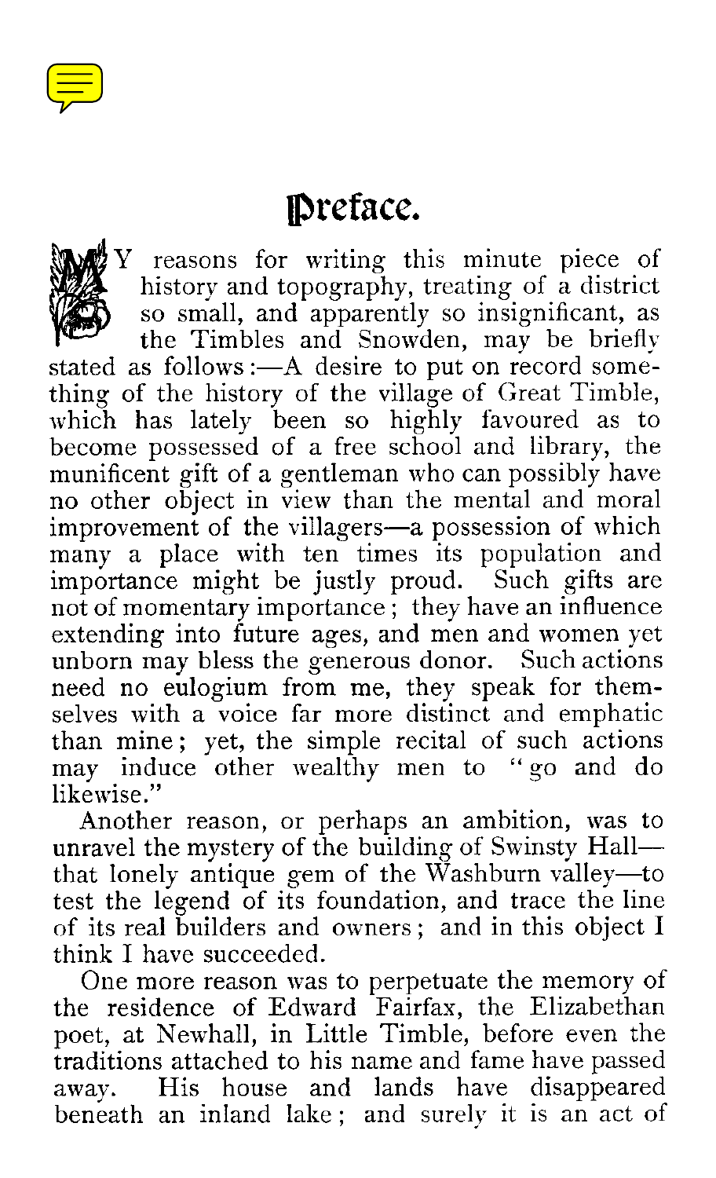# Preface.

MY reasons for writing this minute piece of history and topography, treating of a district so small, and apparently so insignificant, as the Timbles and Snowden, may be briefly stated as follows:—A desire to put on record something of the history of the village of Great Timble, which has lately been so highly favoured as to become possessed of a free school and library, the munificent gift of a gentleman who can possibly have no other object in view than the mental and moral improvement of the villagers—a possession of which many a place with ten times its population and importance might be justly proud. Such gifts are not of momentary importance; they have an influence extending into future ages, and men and women yet unborn may bless the generous donor. Such actions need no eulogium from me, they speak for themselves with a voice far more distinct and emphatic than mine; yet, the simple recital of such actions may induce other wealthy men to "go and do likewise."

Another reason, or perhaps an ambition, was to unravel the mystery of the building of Swinsty Hall—that lonely antique gem of the Washburn valley—to test the legend of its foundation, and trace the line of its real builders and owners; and in this object I think I have succeeded.

One more reason was to perpetuate the memory of the residence of Edward Fairfax, the Elizabethan poet, at Newhall, in Little Timble, before even the traditions attached to his name and fame have passed away. His house and lands have disappeared beneath an inland lake; and surely it is an act of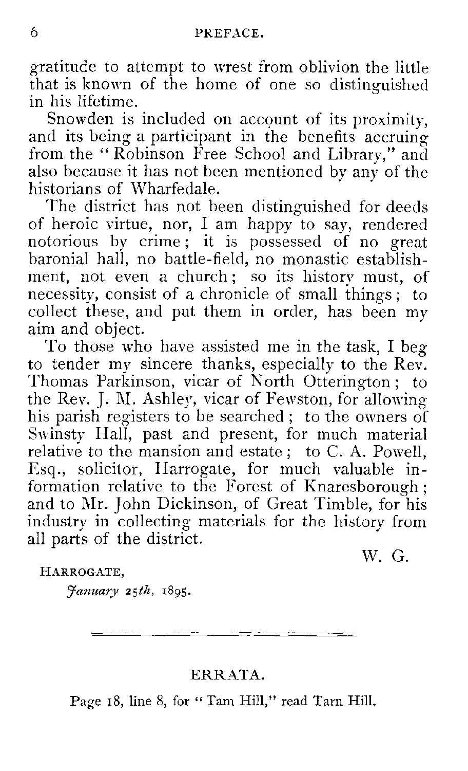gratitude to attempt to wrest from oblivion the little that is known of the home of one so distinguished in his lifetime.

Snowden is included on account of its proximity, and its being a participant in the benefits accruing from the "Robinson Free School and Library," and also because it has not been mentioned by any of the historians of Wharfedale.

The district has not been distinguished for deeds of heroic virtue, nor, I am happy to say, rendered notorious by crime; it is possessed of no great baronial hall, no battle-field, no monastic establishment, not even a church; so its history must, of necessity, consist of a chronicle of small things; to collect these, and put them in order, has been my aim and object.

To those who have assisted me in the task, I beg to tender my sincere thanks, especially to the Rev. Thomas Parkinson, vicar of North Otterington; to the Rev. J. M. Ashley, vicar of Fewston, for allowing his parish registers to be searched; to the owners of Swinsty Hall, past and present, for much material relative to the mansion and estate; to C. A. Powell, Esq., solicitor, Harrogate, for much valuable information relative to the Forest of Knaresborough; and to Mr. John Dickinson, of Great Timble, for his industry in collecting materials for the history from all parts of the district.

W. G.

HARROGATE,

*January 25th*, 1895.

---

## ERRATA.

Page 18, line 8, for "Tam Hill," read Tarn Hill.